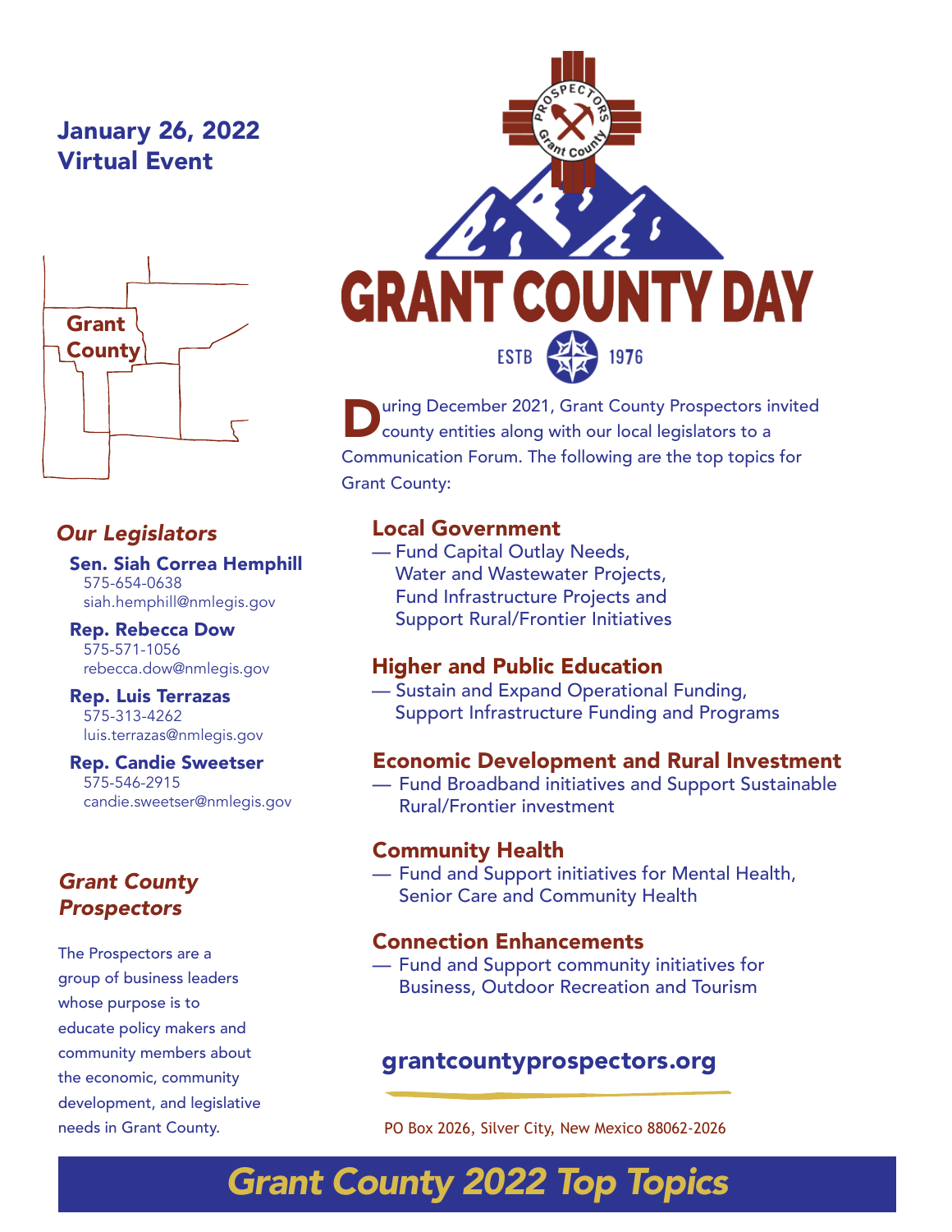# GRANT COUNTY DAY

ESTB 1976

**January 26, 2022**
**Virtual Event**

Grant County

During December 2021, Grant County Prospectors invited county entities along with our local legislators to a Communication Forum. The following are the top topics for Grant County:

### Local Government

— Fund Capital Outlay Needs, Water and Wastewater Projects, Fund Infrastructure Projects and Support Rural/Frontier Initiatives

### Higher and Public Education

— Sustain and Expand Operational Funding, Support Infrastructure Funding and Programs

### Economic Development and Rural Investment

— Fund Broadband initiatives and Support Sustainable Rural/Frontier investment

### Community Health

— Fund and Support initiatives for Mental Health, Senior Care and Community Health

### Connection Enhancements

— Fund and Support community initiatives for Business, Outdoor Recreation and Tourism

## *Our Legislators*

**Sen. Siah Correa Hemphill**
575-654-0638
siah.hemphill@nmlegis.gov

**Rep. Rebecca Dow**
575-571-1056
rebecca.dow@nmlegis.gov

**Rep. Luis Terrazas**
575-313-4262
luis.terrazas@nmlegis.gov

**Rep. Candie Sweetser**
575-546-2915
candie.sweetser@nmlegis.gov

## *Grant County Prospectors*

The Prospectors are a group of business leaders whose purpose is to educate policy makers and community members about the economic, community development, and legislative needs in Grant County.

**grantcountyprospectors.org**

PO Box 2026, Silver City, New Mexico 88062-2026

## *Grant County 2022 Top Topics*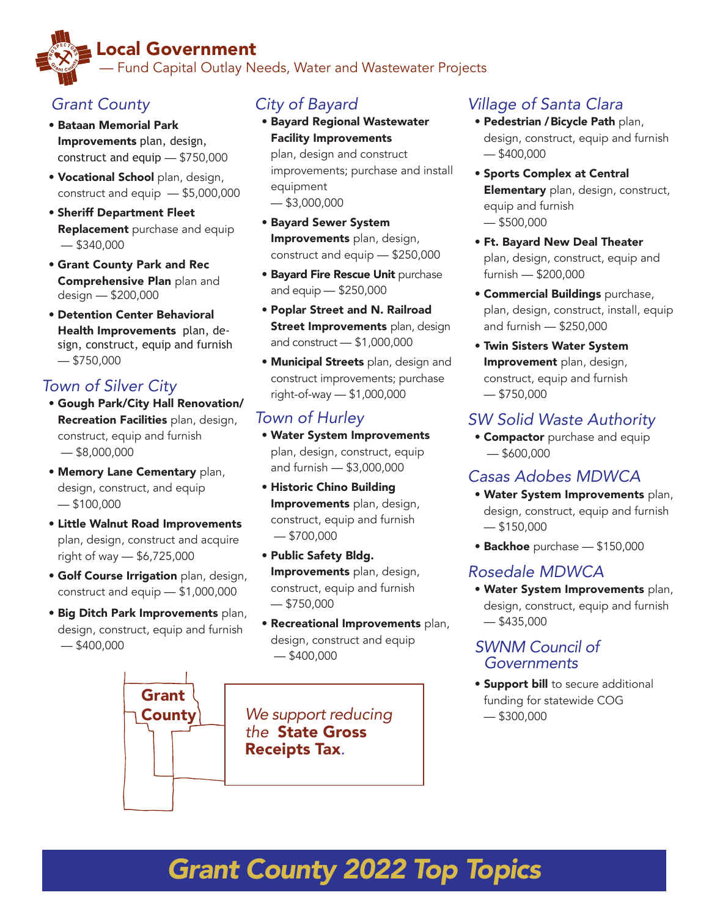# Local Government

— Fund Capital Outlay Needs, Water and Wastewater Projects

## Grant County

- **Bataan Memorial Park Improvements** plan, design, construct and equip — $750,000
- **Vocational School** plan, design, construct and equip — $5,000,000
- **Sheriff Department Fleet Replacement** purchase and equip — $340,000
- **Grant County Park and Rec Comprehensive Plan** plan and design — $200,000
- **Detention Center Behavioral Health Improvements** plan, design, construct, equip and furnish — $750,000

## Town of Silver City

- **Gough Park/City Hall Renovation/ Recreation Facilities** plan, design, construct, equip and furnish — $8,000,000
- **Memory Lane Cementary** plan, design, construct, and equip — $100,000
- **Little Walnut Road Improvements** plan, design, construct and acquire right of way — $6,725,000
- **Golf Course Irrigation** plan, design, construct and equip — $1,000,000
- **Big Ditch Park Improvements** plan, design, construct, equip and furnish — $400,000

## City of Bayard

- **Bayard Regional Wastewater Facility Improvements** plan, design and construct improvements; purchase and install equipment — $3,000,000
- **Bayard Sewer System Improvements** plan, design, construct and equip — $250,000
- **Bayard Fire Rescue Unit** purchase and equip — $250,000
- **Poplar Street and N. Railroad Street Improvements** plan, design and construct — $1,000,000
- **Municipal Streets** plan, design and construct improvements; purchase right-of-way — $1,000,000

## Town of Hurley

- **Water System Improvements** plan, design, construct, equip and furnish — $3,000,000
- **Historic Chino Building Improvements** plan, design, construct, equip and furnish — $700,000
- **Public Safety Bldg. Improvements** plan, design, construct, equip and furnish — $750,000
- **Recreational Improvements** plan, design, construct and equip — $400,000

## Village of Santa Clara

- **Pedestrian / Bicycle Path** plan, design, construct, equip and furnish — $400,000
- **Sports Complex at Central Elementary** plan, design, construct, equip and furnish — $500,000
- **Ft. Bayard New Deal Theater** plan, design, construct, equip and furnish — $200,000
- **Commercial Buildings** purchase, plan, design, construct, install, equip and furnish — $250,000
- **Twin Sisters Water System Improvement** plan, design, construct, equip and furnish — $750,000

## SW Solid Waste Authority

- **Compactor** purchase and equip — $600,000

## Casas Adobes MDWCA

- **Water System Improvements** plan, design, construct, equip and furnish — $150,000
- **Backhoe** purchase — $150,000

## Rosedale MDWCA

- **Water System Improvements** plan, design, construct, equip and furnish — $435,000

## SWNM Council of Governments

- **Support bill** to secure additional funding for statewide COG — $300,000

Grant County

*We support reducing the* ***State Gross Receipts Tax****.*

# Grant County 2022 Top Topics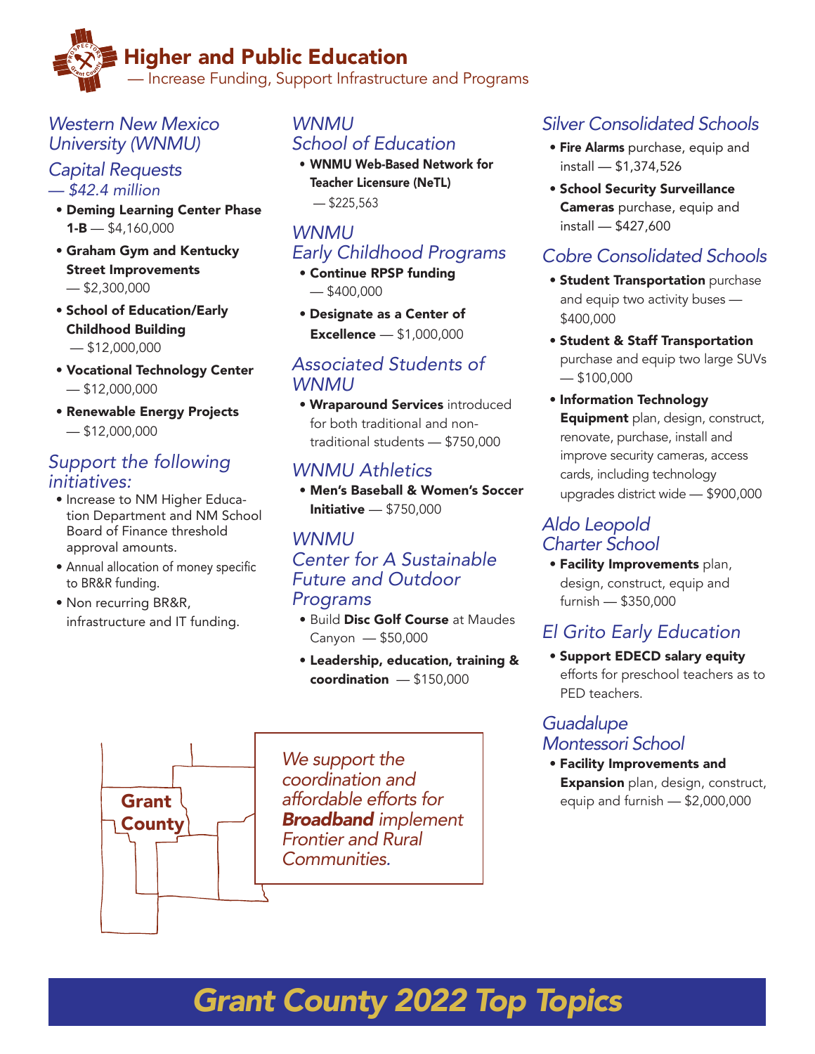# Higher and Public Education

— Increase Funding, Support Infrastructure and Programs

## *Western New Mexico University (WNMU)*

### *Capital Requests — $42.4 million*

- **Deming Learning Center Phase 1-B** — $4,160,000
- **Graham Gym and Kentucky Street Improvements** — $2,300,000
- **School of Education/Early Childhood Building** — $12,000,000
- **Vocational Technology Center** — $12,000,000
- **Renewable Energy Projects** — $12,000,000

### *Support the following initiatives:*

- Increase to NM Higher Education Department and NM School Board of Finance threshold approval amounts.
- Annual allocation of money specific to BR&R funding.
- Non recurring BR&R, infrastructure and IT funding.

## *WNMU School of Education*

- **WNMU Web-Based Network for Teacher Licensure (NeTL)** — $225,563

## *WNMU Early Childhood Programs*

- **Continue RPSP funding** — $400,000
- **Designate as a Center of Excellence** — $1,000,000

## *Associated Students of WNMU*

- **Wraparound Services** introduced for both traditional and non-traditional students — $750,000

## *WNMU Athletics*

- **Men's Baseball & Women's Soccer Initiative** — $750,000

## *WNMU Center for A Sustainable Future and Outdoor Programs*

- Build **Disc Golf Course** at Maudes Canyon — $50,000
- **Leadership, education, training & coordination** — $150,000

## *Silver Consolidated Schools*

- **Fire Alarms** purchase, equip and install — $1,374,526
- **School Security Surveillance Cameras** purchase, equip and install — $427,600

## *Cobre Consolidated Schools*

- **Student Transportation** purchase and equip two activity buses — $400,000
- **Student & Staff Transportation** purchase and equip two large SUVs — $100,000
- **Information Technology Equipment** plan, design, construct, renovate, purchase, install and improve security cameras, access cards, including technology upgrades district wide — $900,000

## *Aldo Leopold Charter School*

- **Facility Improvements** plan, design, construct, equip and furnish — $350,000

## *El Grito Early Education*

- **Support EDECD salary equity** efforts for preschool teachers as to PED teachers.

## *Guadalupe Montessori School*

- **Facility Improvements and Expansion** plan, design, construct, equip and furnish — $2,000,000

Grant County

*We support the coordination and affordable efforts for* ***Broadband*** *implement Frontier and Rural Communities.*

# *Grant County 2022 Top Topics*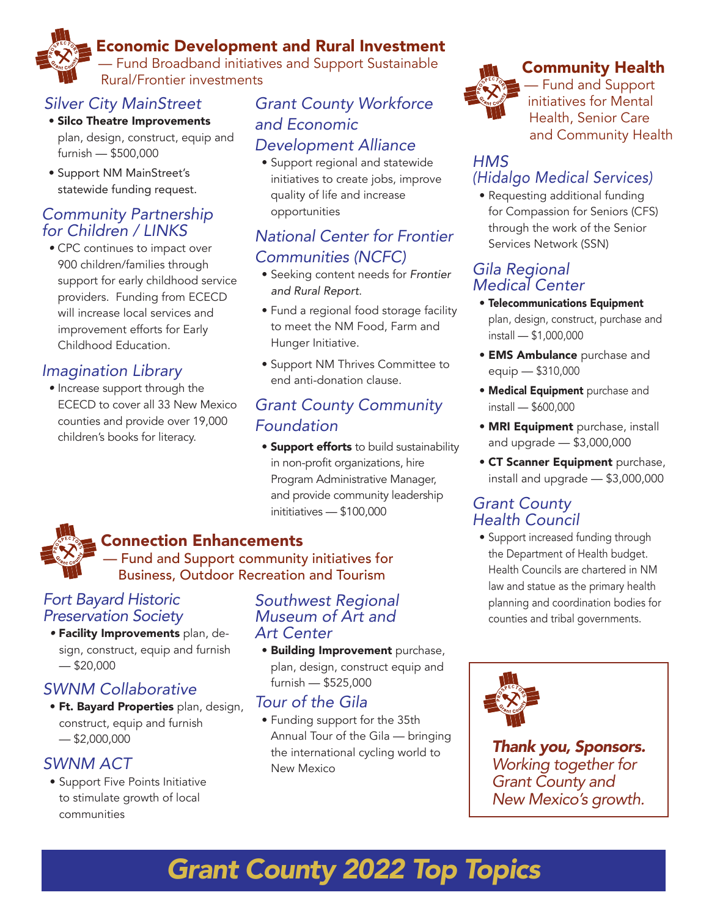## Economic Development and Rural Investment

— Fund Broadband initiatives and Support Sustainable Rural/Frontier investments

### *Silver City MainStreet*

- **Silco Theatre Improvements** plan, design, construct, equip and furnish — $500,000
- Support NM MainStreet's statewide funding request.

### *Community Partnership for Children / LINKS*

- CPC continues to impact over 900 children/families through support for early childhood service providers. Funding from ECECD will increase local services and improvement efforts for Early Childhood Education.

### *Imagination Library*

- Increase support through the ECECD to cover all 33 New Mexico counties and provide over 19,000 children's books for literacy.

### *Grant County Workforce and Economic Development Alliance*

- Support regional and statewide initiatives to create jobs, improve quality of life and increase opportunities

### *National Center for Frontier Communities (NCFC)*

- Seeking content needs for *Frontier and Rural Report*.
- Fund a regional food storage facility to meet the NM Food, Farm and Hunger Initiative.
- Support NM Thrives Committee to end anti-donation clause.

### *Grant County Community Foundation*

- **Support efforts** to build sustainability in non-profit organizations, hire Program Administrative Manager, and provide community leadership inititiatives — $100,000

## Connection Enhancements

— Fund and Support community initiatives for Business, Outdoor Recreation and Tourism

### *Fort Bayard Historic Preservation Society*

- **Facility Improvements** plan, design, construct, equip and furnish — $20,000

### *SWNM Collaborative*

- **Ft. Bayard Properties** plan, design, construct, equip and furnish — $2,000,000

### *SWNM ACT*

- Support Five Points Initiative to stimulate growth of local communities

### *Southwest Regional Museum of Art and Art Center*

- **Building Improvement** purchase, plan, design, construct equip and furnish — $525,000

### *Tour of the Gila*

- Funding support for the 35th Annual Tour of the Gila — bringing the international cycling world to New Mexico

## Community Health

— Fund and Support initiatives for Mental Health, Senior Care and Community Health

### *HMS (Hidalgo Medical Services)*

- Requesting additional funding for Compassion for Seniors (CFS) through the work of the Senior Services Network (SSN)

### *Gila Regional Medical Center*

- **Telecommunications Equipment** plan, design, construct, purchase and install — $1,000,000
- **EMS Ambulance** purchase and equip — $310,000
- **Medical Equipment** purchase and install — $600,000
- **MRI Equipment** purchase, install and upgrade — $3,000,000
- **CT Scanner Equipment** purchase, install and upgrade — $3,000,000

### *Grant County Health Council*

- Support increased funding through the Department of Health budget. Health Councils are chartered in NM law and statue as the primary health planning and coordination bodies for counties and tribal governments.

***Thank you, Sponsors.***
*Working together for Grant County and New Mexico's growth.*

# *Grant County 2022 Top Topics*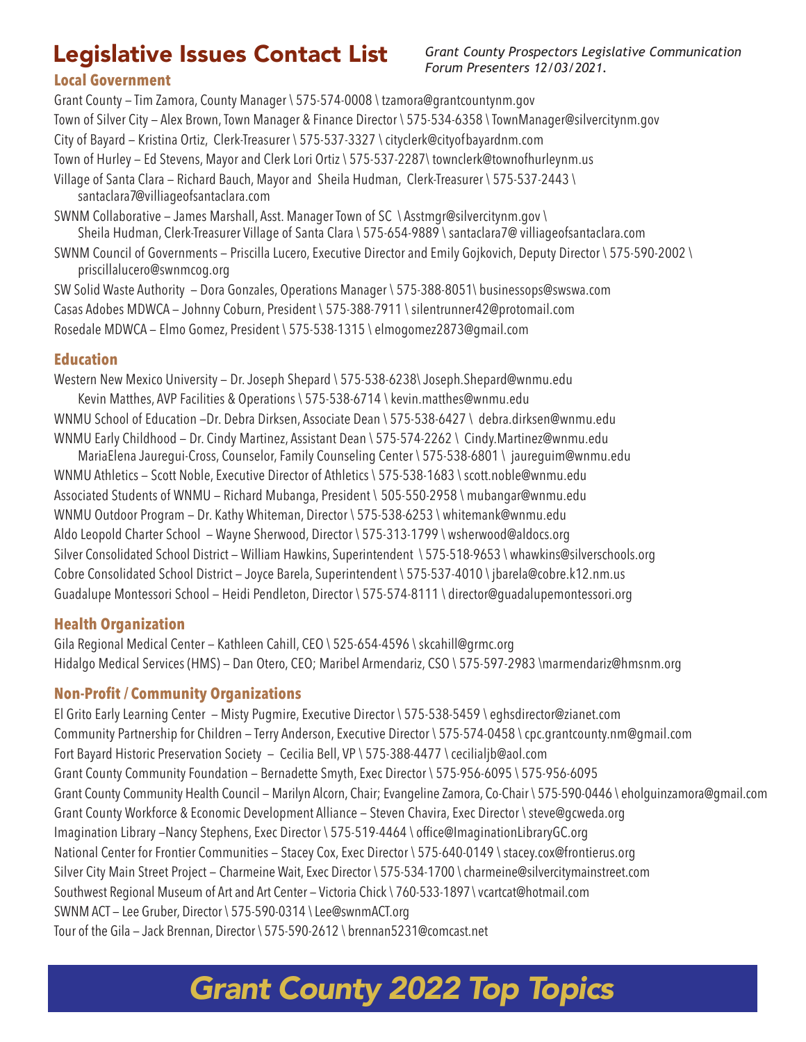# Legislative Issues Contact List

*Grant County Prospectors Legislative Communication Forum Presenters 12/03/2021.*

## Local Government

Grant County – Tim Zamora, County Manager \ 575-574-0008 \ tzamora@grantcountynm.gov
Town of Silver City – Alex Brown, Town Manager & Finance Director \ 575-534-6358 \ TownManager@silvercitynm.gov
City of Bayard – Kristina Ortiz, Clerk-Treasurer \ 575-537-3327 \ cityclerk@cityofbayardnm.com
Town of Hurley – Ed Stevens, Mayor and Clerk Lori Ortiz \ 575-537-2287\ townclerk@townofhurleynm.us
Village of Santa Clara – Richard Bauch, Mayor and Sheila Hudman, Clerk-Treasurer \ 575-537-2443 \ santaclara7@villiageofsantaclara.com
SWNM Collaborative – James Marshall, Asst. Manager Town of SC \ Asstmgr@silvercitynm.gov \ Sheila Hudman, Clerk-Treasurer Village of Santa Clara \ 575-654-9889 \ santaclara7@ villiageofsantaclara.com
SWNM Council of Governments – Priscilla Lucero, Executive Director and Emily Gojkovich, Deputy Director \ 575-590-2002 \ priscillalucero@swnmcog.org
SW Solid Waste Authority – Dora Gonzales, Operations Manager \ 575-388-8051\ businessops@swswa.com
Casas Adobes MDWCA – Johnny Coburn, President \ 575-388-7911 \ silentrunner42@protomail.com
Rosedale MDWCA – Elmo Gomez, President \ 575-538-1315 \ elmogomez2873@gmail.com

## Education

Western New Mexico University – Dr. Joseph Shepard \ 575-538-6238\ Joseph.Shepard@wnmu.edu
Kevin Matthes, AVP Facilities & Operations \ 575-538-6714 \ kevin.matthes@wnmu.edu
WNMU School of Education –Dr. Debra Dirksen, Associate Dean \ 575-538-6427 \ debra.dirksen@wnmu.edu
WNMU Early Childhood – Dr. Cindy Martinez, Assistant Dean \ 575-574-2262 \ Cindy.Martinez@wnmu.edu
MariaElena Jauregui-Cross, Counselor, Family Counseling Center \ 575-538-6801 \ jaureguim@wnmu.edu
WNMU Athletics – Scott Noble, Executive Director of Athletics \ 575-538-1683 \ scott.noble@wnmu.edu
Associated Students of WNMU – Richard Mubanga, President \ 505-550-2958 \ mubangar@wnmu.edu
WNMU Outdoor Program – Dr. Kathy Whiteman, Director \ 575-538-6253 \ whitemank@wnmu.edu
Aldo Leopold Charter School – Wayne Sherwood, Director \ 575-313-1799 \ wsherwood@aldocs.org
Silver Consolidated School District – William Hawkins, Superintendent \ 575-518-9653 \ whawkins@silverschools.org
Cobre Consolidated School District – Joyce Barela, Superintendent \ 575-537-4010 \ jbarela@cobre.k12.nm.us
Guadalupe Montessori School – Heidi Pendleton, Director \ 575-574-8111 \ director@guadalupemontessori.org

## Health Organization

Gila Regional Medical Center – Kathleen Cahill, CEO \ 525-654-4596 \ skcahill@grmc.org
Hidalgo Medical Services (HMS) – Dan Otero, CEO; Maribel Armendariz, CSO \ 575-597-2983 \marmendariz@hmsnm.org

## Non-Profit / Community Organizations

El Grito Early Learning Center – Misty Pugmire, Executive Director \ 575-538-5459 \ eghsdirector@zianet.com
Community Partnership for Children – Terry Anderson, Executive Director \ 575-574-0458 \ cpc.grantcounty.nm@gmail.com
Fort Bayard Historic Preservation Society – Cecilia Bell, VP \ 575-388-4477 \ cecilialjb@aol.com
Grant County Community Foundation – Bernadette Smyth, Exec Director \ 575-956-6095 \ 575-956-6095
Grant County Community Health Council – Marilyn Alcorn, Chair; Evangeline Zamora, Co-Chair \ 575-590-0446 \ eholguinzamora@gmail.com
Grant County Workforce & Economic Development Alliance – Steven Chavira, Exec Director \ steve@gcweda.org
Imagination Library –Nancy Stephens, Exec Director \ 575-519-4464 \ office@ImaginationLibraryGC.org
National Center for Frontier Communities – Stacey Cox, Exec Director \ 575-640-0149 \ stacey.cox@frontierus.org
Silver City Main Street Project – Charmeine Wait, Exec Director \ 575-534-1700 \ charmeine@silvercitymainstreet.com
Southwest Regional Museum of Art and Art Center – Victoria Chick \ 760-533-1897 \ vcartcat@hotmail.com
SWNM ACT – Lee Gruber, Director \ 575-590-0314 \ Lee@swnmACT.org
Tour of the Gila – Jack Brennan, Director \ 575-590-2612 \ brennan5231@comcast.net

***Grant County 2022 Top Topics***